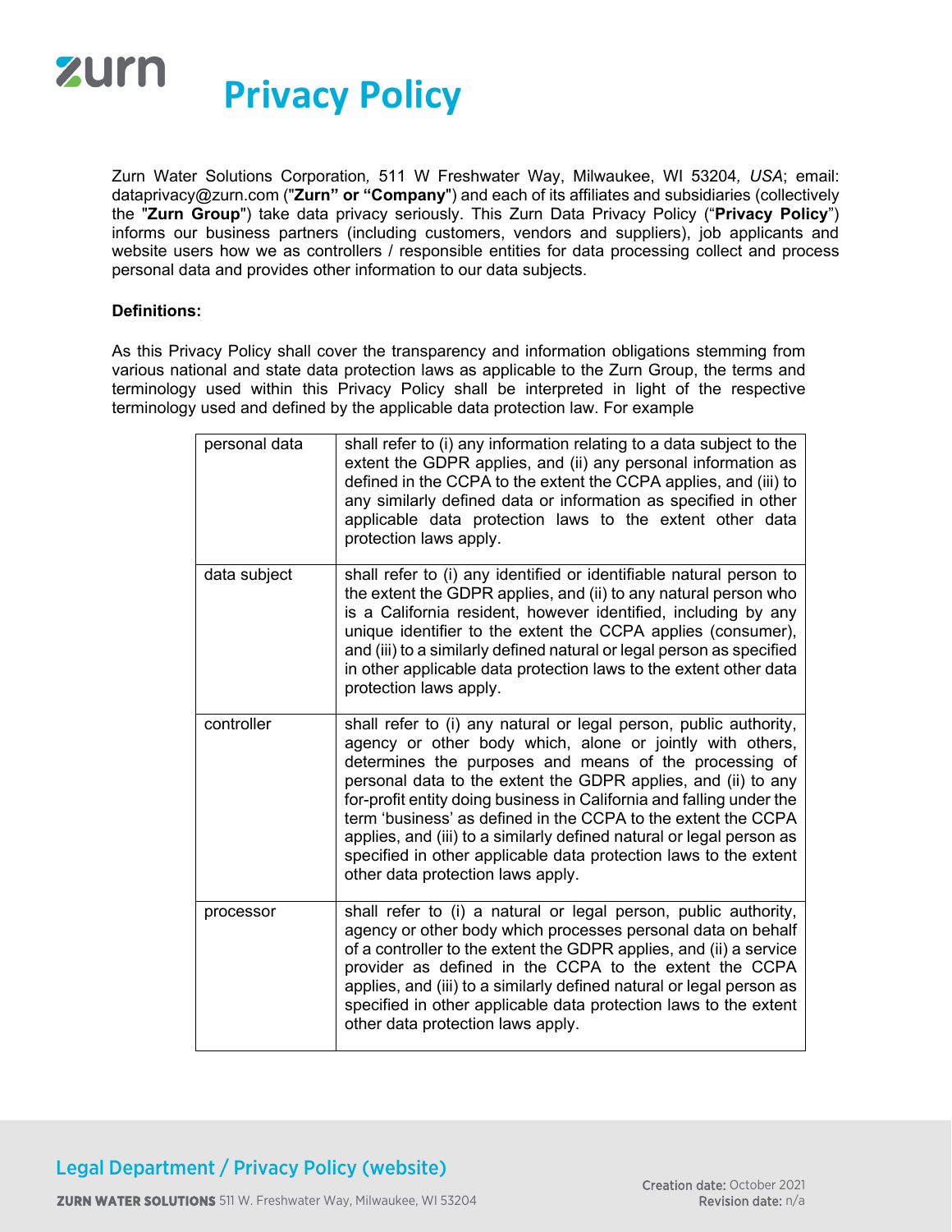# Privacy Policy

Zurn Water Solutions Corporation*,* 511 W Freshwater Way, Milwaukee, WI 53204*, USA*; email: dataprivacy@zurn.com (**"Zurn" or "Company"**) and each of its affiliates and subsidiaries (collectively the "**Zurn Group**") take data privacy seriously. This Zurn Data Privacy Policy ("**Privacy Policy**") informs our business partners (including customers, vendors and suppliers), job applicants and website users how we as controllers / responsible entities for data processing collect and process personal data and provides other information to our data subjects.

**Definitions:**

As this Privacy Policy shall cover the transparency and information obligations stemming from various national and state data protection laws as applicable to the Zurn Group, the terms and terminology used within this Privacy Policy shall be interpreted in light of the respective terminology used and defined by the applicable data protection law. For example

| | |
|---|---|
| personal data | shall refer to (i) any information relating to a data subject to the extent the GDPR applies, and (ii) any personal information as defined in the CCPA to the extent the CCPA applies, and (iii) to any similarly defined data or information as specified in other applicable data protection laws to the extent other data protection laws apply. |
| data subject | shall refer to (i) any identified or identifiable natural person to the extent the GDPR applies, and (ii) to any natural person who is a California resident, however identified, including by any unique identifier to the extent the CCPA applies (consumer), and (iii) to a similarly defined natural or legal person as specified in other applicable data protection laws to the extent other data protection laws apply. |
| controller | shall refer to (i) any natural or legal person, public authority, agency or other body which, alone or jointly with others, determines the purposes and means of the processing of personal data to the extent the GDPR applies, and (ii) to any for-profit entity doing business in California and falling under the term 'business' as defined in the CCPA to the extent the CCPA applies, and (iii) to a similarly defined natural or legal person as specified in other applicable data protection laws to the extent other data protection laws apply. |
| processor | shall refer to (i) a natural or legal person, public authority, agency or other body which processes personal data on behalf of a controller to the extent the GDPR applies, and (ii) a service provider as defined in the CCPA to the extent the CCPA applies, and (iii) to a similarly defined natural or legal person as specified in other applicable data protection laws to the extent other data protection laws apply. |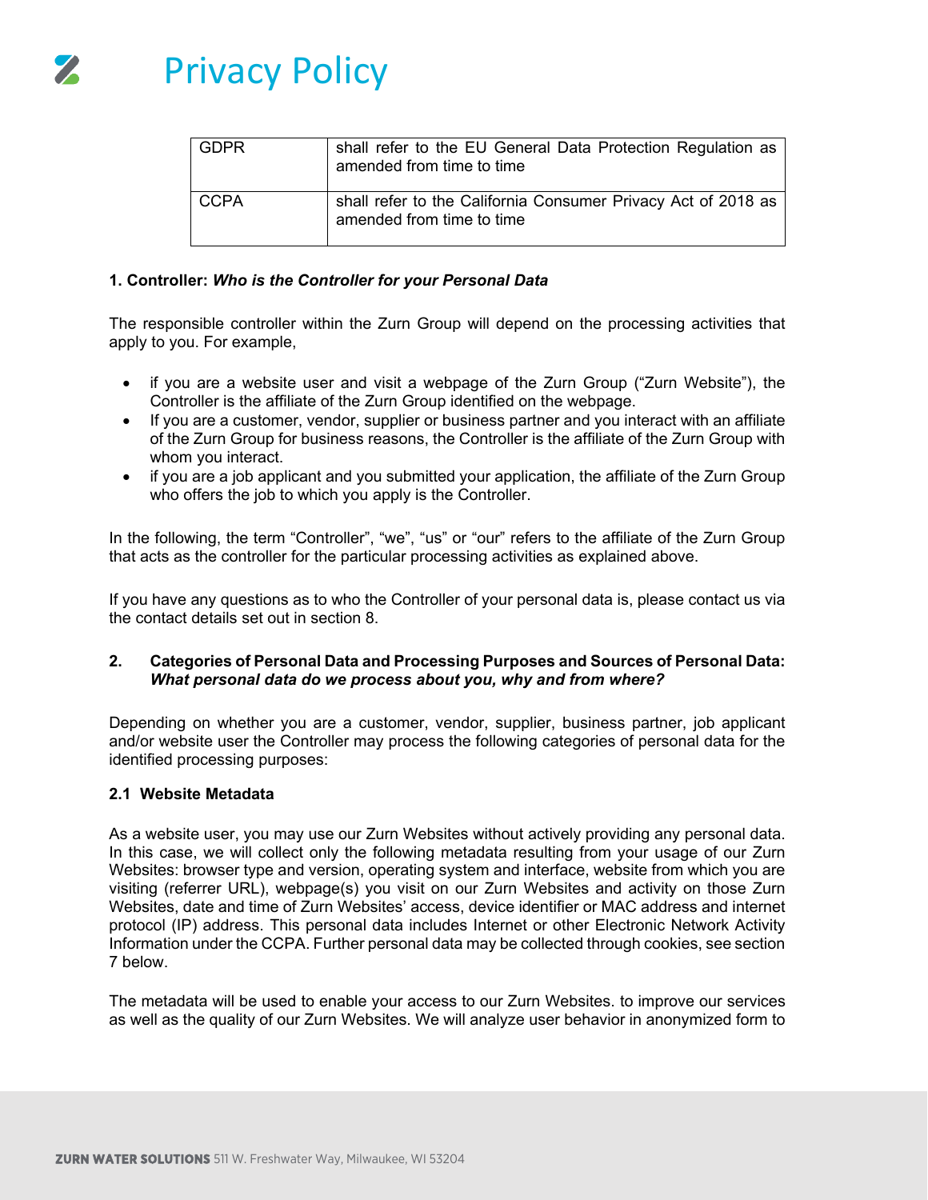| GDPR | shall refer to the EU General Data Protection Regulation as amended from time to time |
|---|---|
| CCPA | shall refer to the California Consumer Privacy Act of 2018 as amended from time to time |

**1. Controller: *Who is the Controller for your Personal Data***

The responsible controller within the Zurn Group will depend on the processing activities that apply to you. For example,

- if you are a website user and visit a webpage of the Zurn Group ("Zurn Website"), the Controller is the affiliate of the Zurn Group identified on the webpage.
- If you are a customer, vendor, supplier or business partner and you interact with an affiliate of the Zurn Group for business reasons, the Controller is the affiliate of the Zurn Group with whom you interact.
- if you are a job applicant and you submitted your application, the affiliate of the Zurn Group who offers the job to which you apply is the Controller.

In the following, the term "Controller", "we", "us" or "our" refers to the affiliate of the Zurn Group that acts as the controller for the particular processing activities as explained above.

If you have any questions as to who the Controller of your personal data is, please contact us via the contact details set out in section 8.

**2. Categories of Personal Data and Processing Purposes and Sources of Personal Data: *What personal data do we process about you, why and from where?***

Depending on whether you are a customer, vendor, supplier, business partner, job applicant and/or website user the Controller may process the following categories of personal data for the identified processing purposes:

**2.1 Website Metadata**

As a website user, you may use our Zurn Websites without actively providing any personal data. In this case, we will collect only the following metadata resulting from your usage of our Zurn Websites: browser type and version, operating system and interface, website from which you are visiting (referrer URL), webpage(s) you visit on our Zurn Websites and activity on those Zurn Websites, date and time of Zurn Websites' access, device identifier or MAC address and internet protocol (IP) address. This personal data includes Internet or other Electronic Network Activity Information under the CCPA. Further personal data may be collected through cookies, see section 7 below.

The metadata will be used to enable your access to our Zurn Websites. to improve our services as well as the quality of our Zurn Websites. We will analyze user behavior in anonymized form to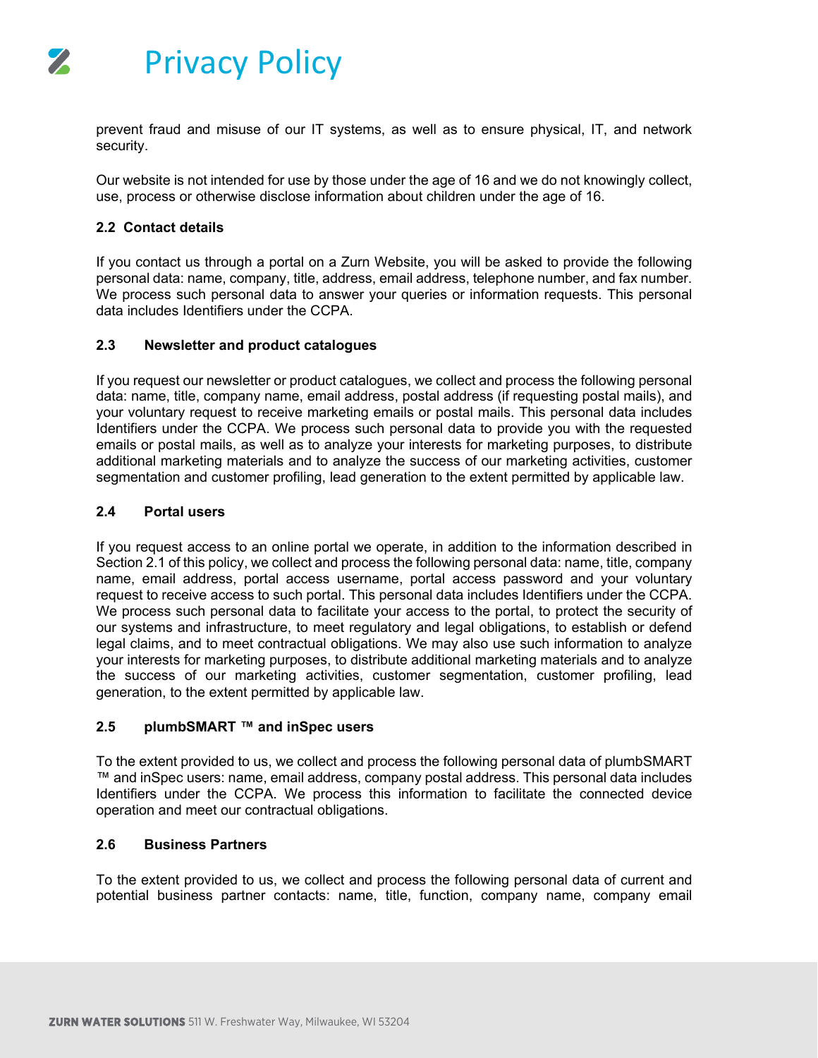prevent fraud and misuse of our IT systems, as well as to ensure physical, IT, and network security.

Our website is not intended for use by those under the age of 16 and we do not knowingly collect, use, process or otherwise disclose information about children under the age of 16.

### 2.2 Contact details

If you contact us through a portal on a Zurn Website, you will be asked to provide the following personal data: name, company, title, address, email address, telephone number, and fax number. We process such personal data to answer your queries or information requests. This personal data includes Identifiers under the CCPA.

### 2.3 Newsletter and product catalogues

If you request our newsletter or product catalogues, we collect and process the following personal data: name, title, company name, email address, postal address (if requesting postal mails), and your voluntary request to receive marketing emails or postal mails. This personal data includes Identifiers under the CCPA. We process such personal data to provide you with the requested emails or postal mails, as well as to analyze your interests for marketing purposes, to distribute additional marketing materials and to analyze the success of our marketing activities, customer segmentation and customer profiling, lead generation to the extent permitted by applicable law.

### 2.4 Portal users

If you request access to an online portal we operate, in addition to the information described in Section 2.1 of this policy, we collect and process the following personal data: name, title, company name, email address, portal access username, portal access password and your voluntary request to receive access to such portal. This personal data includes Identifiers under the CCPA. We process such personal data to facilitate your access to the portal, to protect the security of our systems and infrastructure, to meet regulatory and legal obligations, to establish or defend legal claims, and to meet contractual obligations. We may also use such information to analyze your interests for marketing purposes, to distribute additional marketing materials and to analyze the success of our marketing activities, customer segmentation, customer profiling, lead generation, to the extent permitted by applicable law.

### 2.5 plumbSMART ™ and inSpec users

To the extent provided to us, we collect and process the following personal data of plumbSMART ™ and inSpec users: name, email address, company postal address. This personal data includes Identifiers under the CCPA. We process this information to facilitate the connected device operation and meet our contractual obligations.

### 2.6 Business Partners

To the extent provided to us, we collect and process the following personal data of current and potential business partner contacts: name, title, function, company name, company email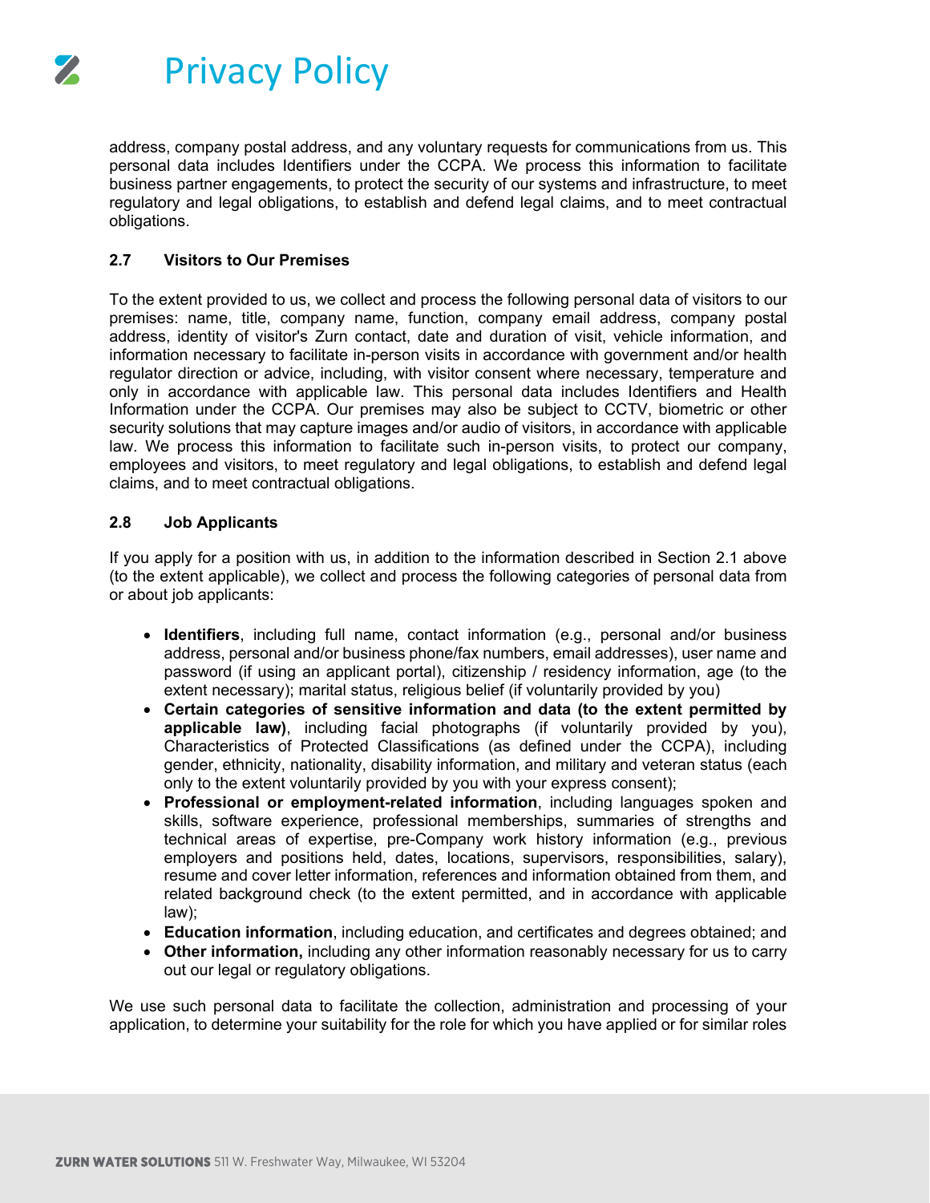address, company postal address, and any voluntary requests for communications from us. This personal data includes Identifiers under the CCPA. We process this information to facilitate business partner engagements, to protect the security of our systems and infrastructure, to meet regulatory and legal obligations, to establish and defend legal claims, and to meet contractual obligations.

### 2.7 Visitors to Our Premises

To the extent provided to us, we collect and process the following personal data of visitors to our premises: name, title, company name, function, company email address, company postal address, identity of visitor's Zurn contact, date and duration of visit, vehicle information, and information necessary to facilitate in-person visits in accordance with government and/or health regulator direction or advice, including, with visitor consent where necessary, temperature and only in accordance with applicable law. This personal data includes Identifiers and Health Information under the CCPA. Our premises may also be subject to CCTV, biometric or other security solutions that may capture images and/or audio of visitors, in accordance with applicable law. We process this information to facilitate such in-person visits, to protect our company, employees and visitors, to meet regulatory and legal obligations, to establish and defend legal claims, and to meet contractual obligations.

### 2.8 Job Applicants

If you apply for a position with us, in addition to the information described in Section 2.1 above (to the extent applicable), we collect and process the following categories of personal data from or about job applicants:

- **Identifiers**, including full name, contact information (e.g., personal and/or business address, personal and/or business phone/fax numbers, email addresses), user name and password (if using an applicant portal), citizenship / residency information, age (to the extent necessary); marital status, religious belief (if voluntarily provided by you)
- **Certain categories of sensitive information and data (to the extent permitted by applicable law)**, including facial photographs (if voluntarily provided by you), Characteristics of Protected Classifications (as defined under the CCPA), including gender, ethnicity, nationality, disability information, and military and veteran status (each only to the extent voluntarily provided by you with your express consent);
- **Professional or employment-related information**, including languages spoken and skills, software experience, professional memberships, summaries of strengths and technical areas of expertise, pre-Company work history information (e.g., previous employers and positions held, dates, locations, supervisors, responsibilities, salary), resume and cover letter information, references and information obtained from them, and related background check (to the extent permitted, and in accordance with applicable law);
- **Education information**, including education, and certificates and degrees obtained; and
- **Other information,** including any other information reasonably necessary for us to carry out our legal or regulatory obligations.

We use such personal data to facilitate the collection, administration and processing of your application, to determine your suitability for the role for which you have applied or for similar roles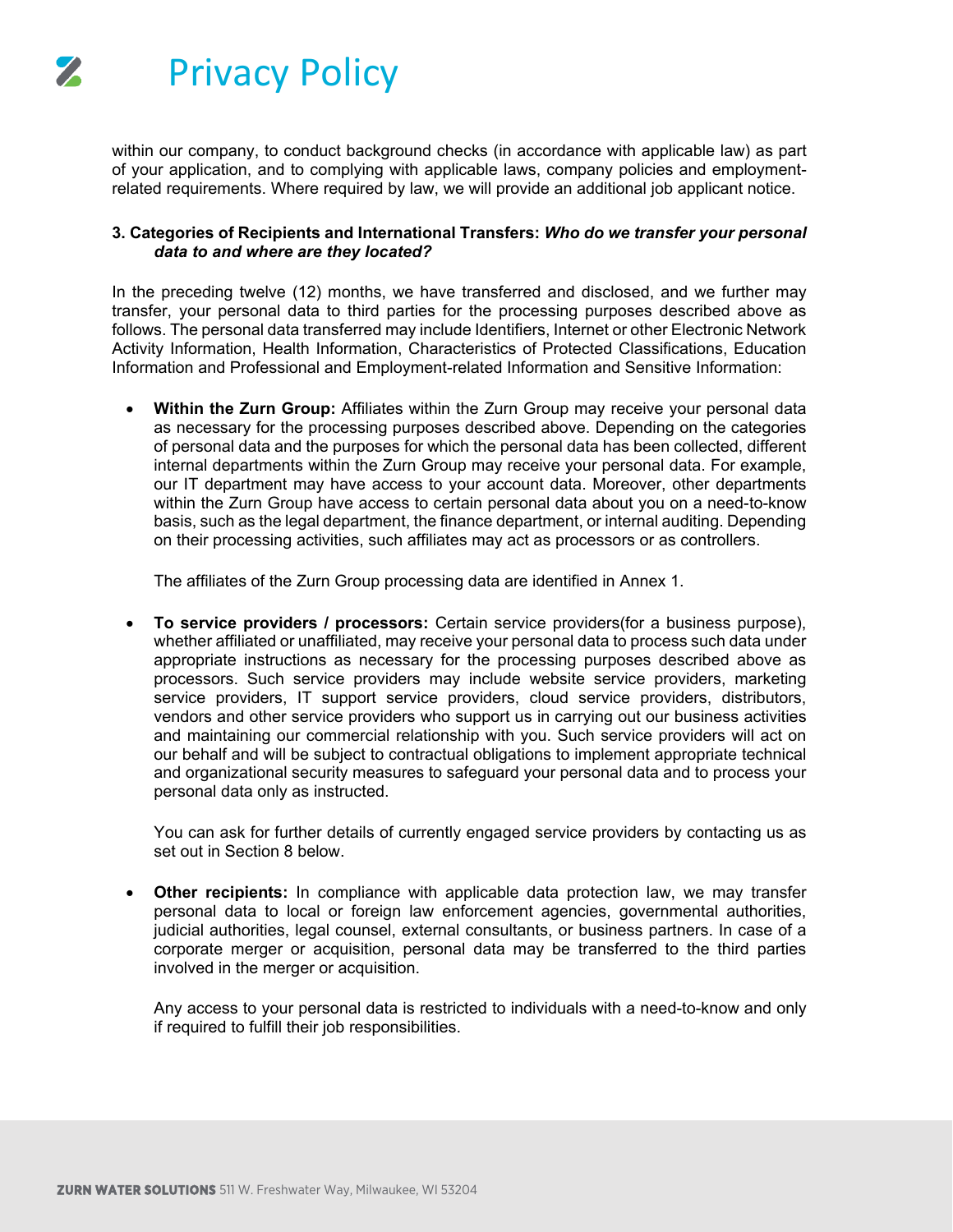within our company, to conduct background checks (in accordance with applicable law) as part of your application, and to complying with applicable laws, company policies and employment-related requirements. Where required by law, we will provide an additional job applicant notice.

### 3. Categories of Recipients and International Transfers: *Who do we transfer your personal data to and where are they located?*

In the preceding twelve (12) months, we have transferred and disclosed, and we further may transfer, your personal data to third parties for the processing purposes described above as follows. The personal data transferred may include Identifiers, Internet or other Electronic Network Activity Information, Health Information, Characteristics of Protected Classifications, Education Information and Professional and Employment-related Information and Sensitive Information:

- **Within the Zurn Group:** Affiliates within the Zurn Group may receive your personal data as necessary for the processing purposes described above. Depending on the categories of personal data and the purposes for which the personal data has been collected, different internal departments within the Zurn Group may receive your personal data. For example, our IT department may have access to your account data. Moreover, other departments within the Zurn Group have access to certain personal data about you on a need-to-know basis, such as the legal department, the finance department, or internal auditing. Depending on their processing activities, such affiliates may act as processors or as controllers.

  The affiliates of the Zurn Group processing data are identified in Annex 1.

- **To service providers / processors:** Certain service providers(for a business purpose), whether affiliated or unaffiliated, may receive your personal data to process such data under appropriate instructions as necessary for the processing purposes described above as processors. Such service providers may include website service providers, marketing service providers, IT support service providers, cloud service providers, distributors, vendors and other service providers who support us in carrying out our business activities and maintaining our commercial relationship with you. Such service providers will act on our behalf and will be subject to contractual obligations to implement appropriate technical and organizational security measures to safeguard your personal data and to process your personal data only as instructed.

  You can ask for further details of currently engaged service providers by contacting us as set out in Section 8 below.

- **Other recipients:** In compliance with applicable data protection law, we may transfer personal data to local or foreign law enforcement agencies, governmental authorities, judicial authorities, legal counsel, external consultants, or business partners. In case of a corporate merger or acquisition, personal data may be transferred to the third parties involved in the merger or acquisition.

  Any access to your personal data is restricted to individuals with a need-to-know and only if required to fulfill their job responsibilities.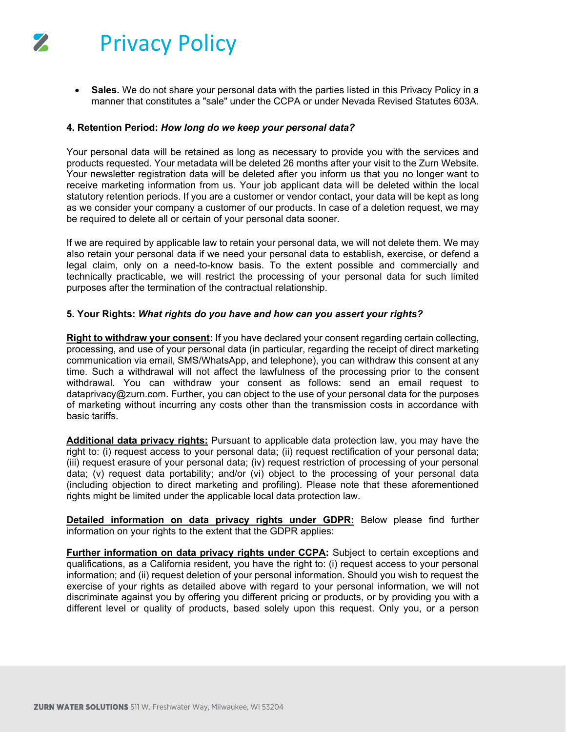- **Sales.** We do not share your personal data with the parties listed in this Privacy Policy in a manner that constitutes a "sale" under the CCPA or under Nevada Revised Statutes 603A.

**4. Retention Period:** ***How long do we keep your personal data?***

Your personal data will be retained as long as necessary to provide you with the services and products requested. Your metadata will be deleted 26 months after your visit to the Zurn Website. Your newsletter registration data will be deleted after you inform us that you no longer want to receive marketing information from us. Your job applicant data will be deleted within the local statutory retention periods. If you are a customer or vendor contact, your data will be kept as long as we consider your company a customer of our products. In case of a deletion request, we may be required to delete all or certain of your personal data sooner.

If we are required by applicable law to retain your personal data, we will not delete them. We may also retain your personal data if we need your personal data to establish, exercise, or defend a legal claim, only on a need-to-know basis. To the extent possible and commercially and technically practicable, we will restrict the processing of your personal data for such limited purposes after the termination of the contractual relationship.

**5. Your Rights:** ***What rights do you have and how can you assert your rights?***

**Right to withdraw your consent:** If you have declared your consent regarding certain collecting, processing, and use of your personal data (in particular, regarding the receipt of direct marketing communication via email, SMS/WhatsApp, and telephone), you can withdraw this consent at any time. Such a withdrawal will not affect the lawfulness of the processing prior to the consent withdrawal. You can withdraw your consent as follows: send an email request to dataprivacy@zurn.com. Further, you can object to the use of your personal data for the purposes of marketing without incurring any costs other than the transmission costs in accordance with basic tariffs.

**Additional data privacy rights:** Pursuant to applicable data protection law, you may have the right to: (i) request access to your personal data; (ii) request rectification of your personal data; (iii) request erasure of your personal data; (iv) request restriction of processing of your personal data; (v) request data portability; and/or (vi) object to the processing of your personal data (including objection to direct marketing and profiling). Please note that these aforementioned rights might be limited under the applicable local data protection law.

**Detailed information on data privacy rights under GDPR:** Below please find further information on your rights to the extent that the GDPR applies:

**Further information on data privacy rights under CCPA:** Subject to certain exceptions and qualifications, as a California resident, you have the right to: (i) request access to your personal information; and (ii) request deletion of your personal information. Should you wish to request the exercise of your rights as detailed above with regard to your personal information, we will not discriminate against you by offering you different pricing or products, or by providing you with a different level or quality of products, based solely upon this request. Only you, or a person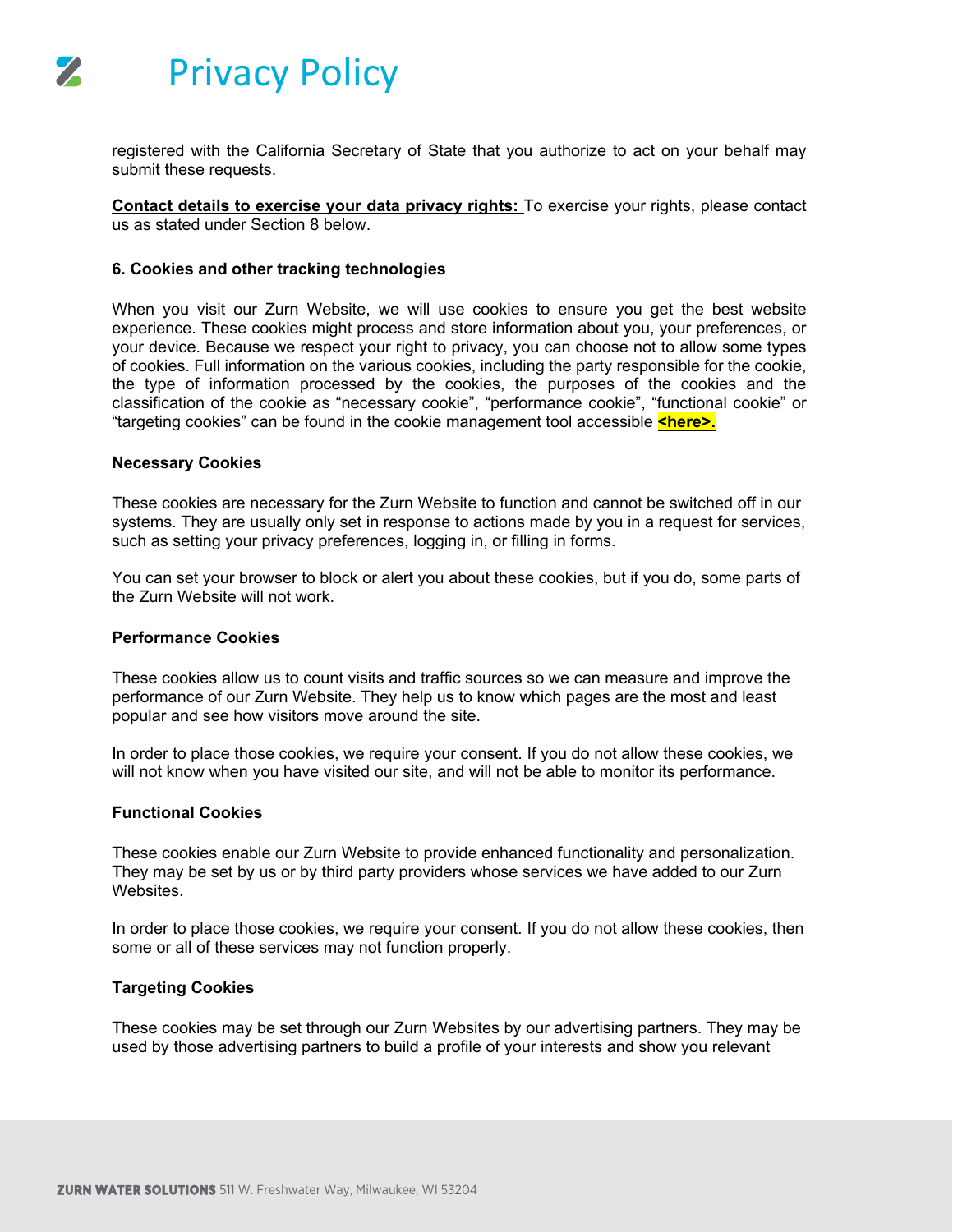registered with the California Secretary of State that you authorize to act on your behalf may submit these requests.

**Contact details to exercise your data privacy rights:** To exercise your rights, please contact us as stated under Section 8 below.

### 6. Cookies and other tracking technologies

When you visit our Zurn Website, we will use cookies to ensure you get the best website experience. These cookies might process and store information about you, your preferences, or your device. Because we respect your right to privacy, you can choose not to allow some types of cookies. Full information on the various cookies, including the party responsible for the cookie, the type of information processed by the cookies, the purposes of the cookies and the classification of the cookie as “necessary cookie”, “performance cookie”, “functional cookie” or “targeting cookies” can be found in the cookie management tool accessible **<here>.**

#### Necessary Cookies

These cookies are necessary for the Zurn Website to function and cannot be switched off in our systems. They are usually only set in response to actions made by you in a request for services, such as setting your privacy preferences, logging in, or filling in forms.

You can set your browser to block or alert you about these cookies, but if you do, some parts of the Zurn Website will not work.

#### Performance Cookies

These cookies allow us to count visits and traffic sources so we can measure and improve the performance of our Zurn Website. They help us to know which pages are the most and least popular and see how visitors move around the site.

In order to place those cookies, we require your consent. If you do not allow these cookies, we will not know when you have visited our site, and will not be able to monitor its performance.

#### Functional Cookies

These cookies enable our Zurn Website to provide enhanced functionality and personalization. They may be set by us or by third party providers whose services we have added to our Zurn Websites.

In order to place those cookies, we require your consent. If you do not allow these cookies, then some or all of these services may not function properly.

#### Targeting Cookies

These cookies may be set through our Zurn Websites by our advertising partners. They may be used by those advertising partners to build a profile of your interests and show you relevant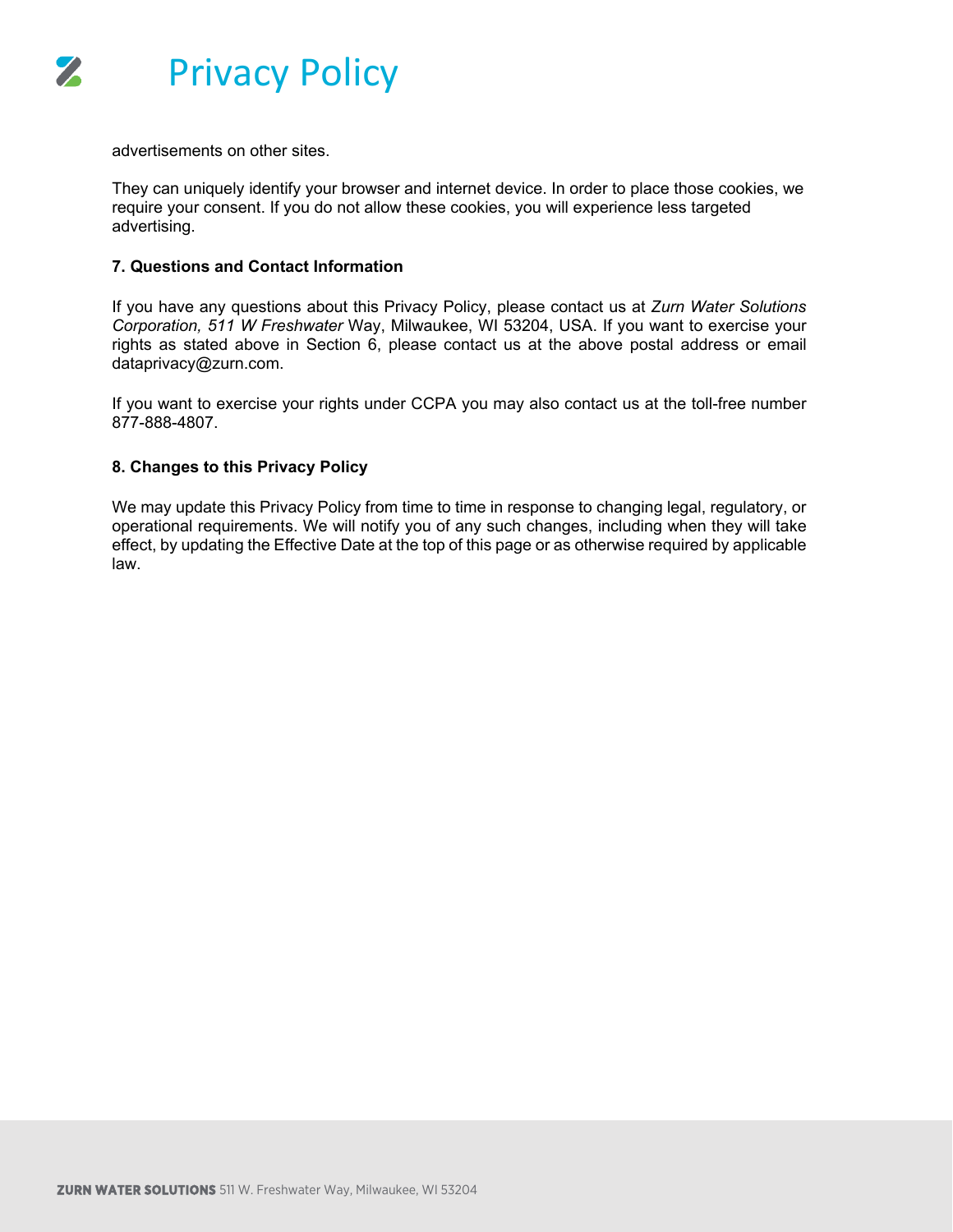advertisements on other sites.

They can uniquely identify your browser and internet device. In order to place those cookies, we require your consent. If you do not allow these cookies, you will experience less targeted advertising.

**7. Questions and Contact Information**

If you have any questions about this Privacy Policy, please contact us at *Zurn Water Solutions Corporation, 511 W Freshwater* Way, Milwaukee, WI 53204, USA. If you want to exercise your rights as stated above in Section 6, please contact us at the above postal address or email dataprivacy@zurn.com.

If you want to exercise your rights under CCPA you may also contact us at the toll-free number 877-888-4807.

**8. Changes to this Privacy Policy**

We may update this Privacy Policy from time to time in response to changing legal, regulatory, or operational requirements. We will notify you of any such changes, including when they will take effect, by updating the Effective Date at the top of this page or as otherwise required by applicable law.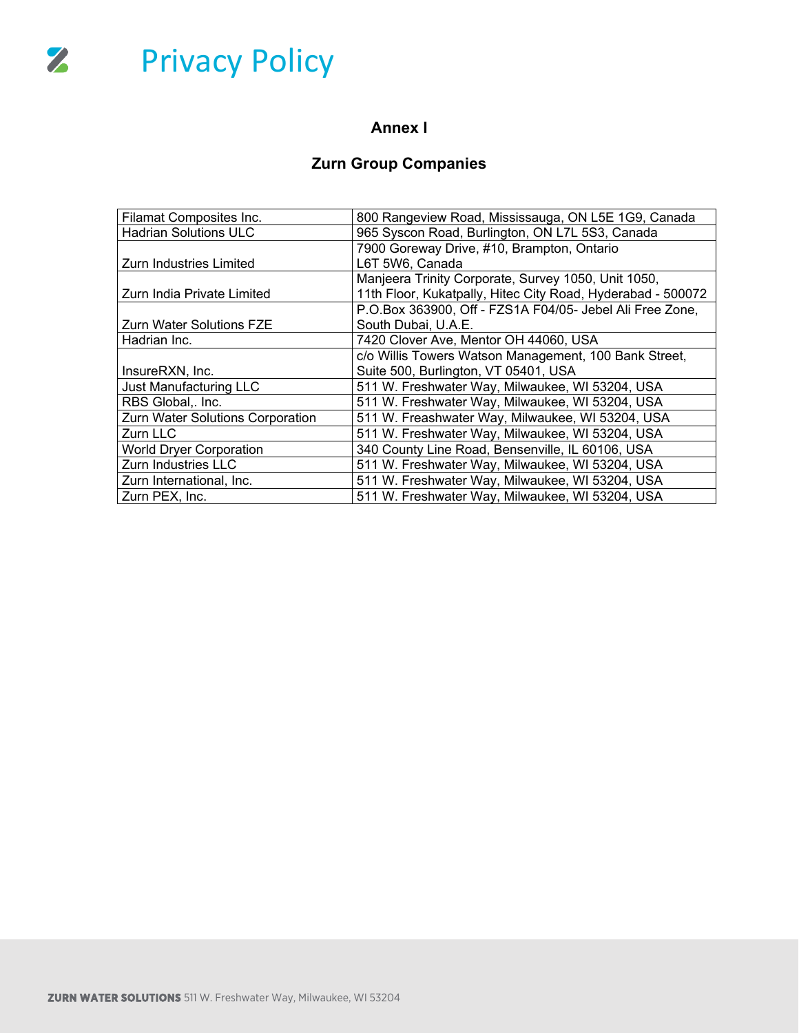## Annex I

## Zurn Group Companies

| | |
|---|---|
| Filamat Composites Inc. | 800 Rangeview Road, Mississauga, ON L5E 1G9, Canada |
| Hadrian Solutions ULC | 965 Syscon Road, Burlington, ON L7L 5S3, Canada |
| Zurn Industries Limited | 7900 Goreway Drive, #10, Brampton, Ontario L6T 5W6, Canada |
| Zurn India Private Limited | Manjeera Trinity Corporate, Survey 1050, Unit 1050, 11th Floor, Kukatpally, Hitec City Road, Hyderabad - 500072 |
| Zurn Water Solutions FZE | P.O.Box 363900, Off - FZS1A F04/05- Jebel Ali Free Zone, South Dubai, U.A.E. |
| Hadrian Inc. | 7420 Clover Ave, Mentor OH 44060, USA |
| InsureRXN, Inc. | c/o Willis Towers Watson Management, 100 Bank Street, Suite 500, Burlington, VT 05401, USA |
| Just Manufacturing LLC | 511 W. Freshwater Way, Milwaukee, WI 53204, USA |
| RBS Global,. Inc. | 511 W. Freshwater Way, Milwaukee, WI 53204, USA |
| Zurn Water Solutions Corporation | 511 W. Freashwater Way, Milwaukee, WI 53204, USA |
| Zurn LLC | 511 W. Freshwater Way, Milwaukee, WI 53204, USA |
| World Dryer Corporation | 340 County Line Road, Bensenville, IL 60106, USA |
| Zurn Industries LLC | 511 W. Freshwater Way, Milwaukee, WI 53204, USA |
| Zurn International, Inc. | 511 W. Freshwater Way, Milwaukee, WI 53204, USA |
| Zurn PEX, Inc. | 511 W. Freshwater Way, Milwaukee, WI 53204, USA |